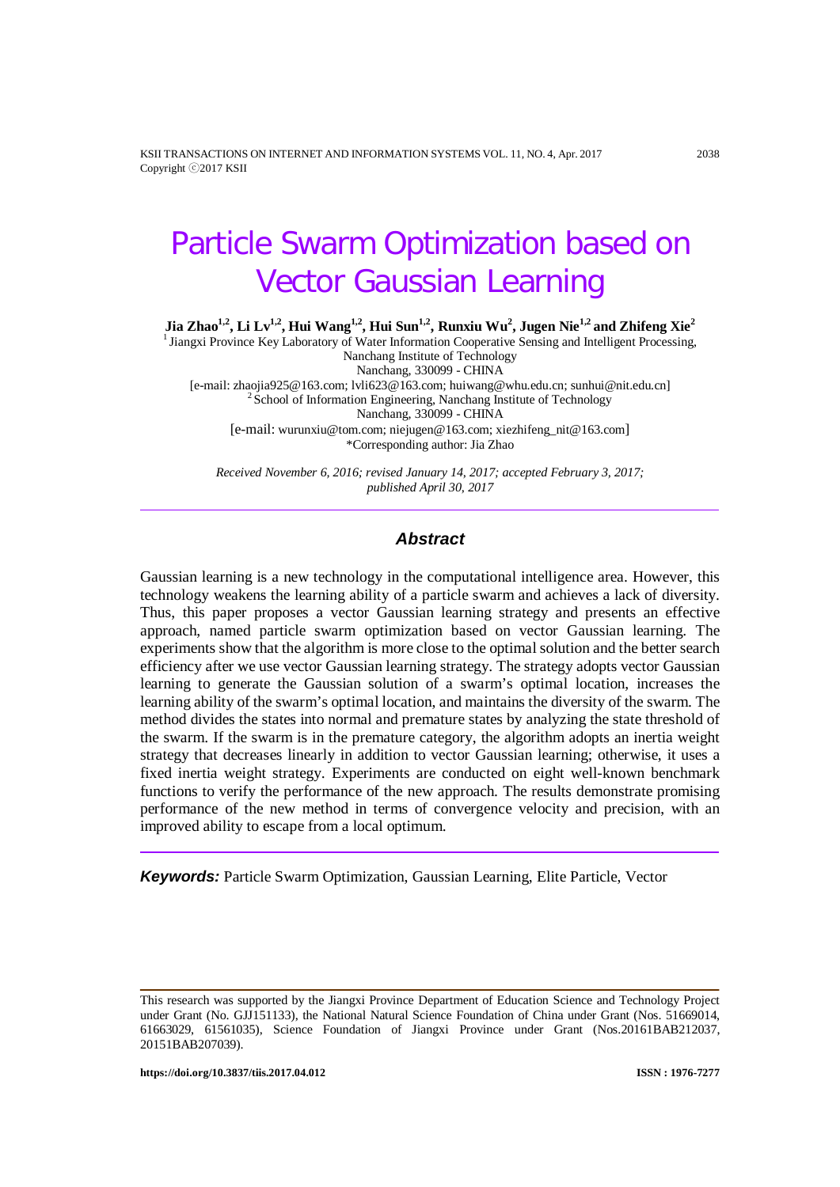# Particle Swarm Optimization based on Vector Gaussian Learning

**Jia Zhao[1,2], Li Lv[1,2], Hui Wang[1,2], Hui Sun[1,2], Runxiu Wu[2], Jugen Nie[1,2] and Zhifeng Xie[2]**

[1] Jiangxi Province Key Laboratory of Water Information Cooperative Sensing and Intelligent Processing, Nanchang Institute of Technology
Nanchang, 330099 - CHINA
[e-mail: zhaojia925@163.com; lvli623@163.com; huiwang@whu.edu.cn; sunhui@nit.edu.cn]
[2] School of Information Engineering, Nanchang Institute of Technology
Nanchang, 330099 - CHINA
[e-mail: wurunxiu@tom.com; niejugen@163.com; xiezhifeng_nit@163.com]
*Corresponding author: Jia Zhao

*Received November 6, 2016; revised January 14, 2017; accepted February 3, 2017; published April 30, 2017*

## Abstract

Gaussian learning is a new technology in the computational intelligence area. However, this technology weakens the learning ability of a particle swarm and achieves a lack of diversity. Thus, this paper proposes a vector Gaussian learning strategy and presents an effective approach, named particle swarm optimization based on vector Gaussian learning. The experiments show that the algorithm is more close to the optimal solution and the better search efficiency after we use vector Gaussian learning strategy. The strategy adopts vector Gaussian learning to generate the Gaussian solution of a swarm's optimal location, increases the learning ability of the swarm's optimal location, and maintains the diversity of the swarm. The method divides the states into normal and premature states by analyzing the state threshold of the swarm. If the swarm is in the premature category, the algorithm adopts an inertia weight strategy that decreases linearly in addition to vector Gaussian learning; otherwise, it uses a fixed inertia weight strategy. Experiments are conducted on eight well-known benchmark functions to verify the performance of the new approach. The results demonstrate promising performance of the new method in terms of convergence velocity and precision, with an improved ability to escape from a local optimum.

***Keywords:*** Particle Swarm Optimization, Gaussian Learning, Elite Particle, Vector

---

This research was supported by the Jiangxi Province Department of Education Science and Technology Project under Grant (No. GJJ151133), the National Natural Science Foundation of China under Grant (Nos. 51669014, 61663029, 61561035), Science Foundation of Jiangxi Province under Grant (Nos.20161BAB212037, 20151BAB207039).

**https://doi.org/10.3837/tiis.2017.04.012** **ISSN : 1976-7277**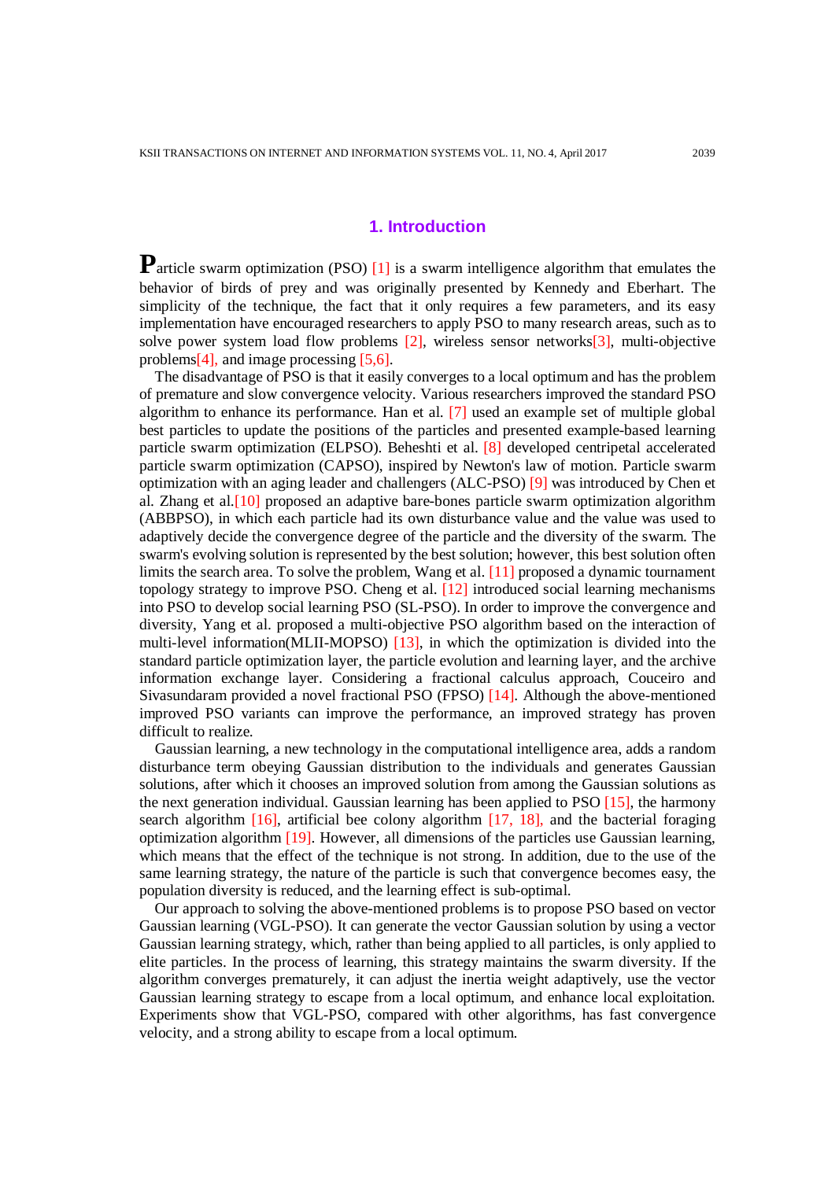## 1. Introduction

Particle swarm optimization (PSO) [1] is a swarm intelligence algorithm that emulates the behavior of birds of prey and was originally presented by Kennedy and Eberhart. The simplicity of the technique, the fact that it only requires a few parameters, and its easy implementation have encouraged researchers to apply PSO to many research areas, such as to solve power system load flow problems [2], wireless sensor networks[3], multi-objective problems[4], and image processing [5,6].

The disadvantage of PSO is that it easily converges to a local optimum and has the problem of premature and slow convergence velocity. Various researchers improved the standard PSO algorithm to enhance its performance. Han et al. [7] used an example set of multiple global best particles to update the positions of the particles and presented example-based learning particle swarm optimization (ELPSO). Beheshti et al. [8] developed centripetal accelerated particle swarm optimization (CAPSO), inspired by Newton's law of motion. Particle swarm optimization with an aging leader and challengers (ALC-PSO) [9] was introduced by Chen et al. Zhang et al.[10] proposed an adaptive bare-bones particle swarm optimization algorithm (ABBPSO), in which each particle had its own disturbance value and the value was used to adaptively decide the convergence degree of the particle and the diversity of the swarm. The swarm's evolving solution is represented by the best solution; however, this best solution often limits the search area. To solve the problem, Wang et al. [11] proposed a dynamic tournament topology strategy to improve PSO. Cheng et al. [12] introduced social learning mechanisms into PSO to develop social learning PSO (SL-PSO). In order to improve the convergence and diversity, Yang et al. proposed a multi-objective PSO algorithm based on the interaction of multi-level information(MLII-MOPSO) [13], in which the optimization is divided into the standard particle optimization layer, the particle evolution and learning layer, and the archive information exchange layer. Considering a fractional calculus approach, Couceiro and Sivasundaram provided a novel fractional PSO (FPSO) [14]. Although the above-mentioned improved PSO variants can improve the performance, an improved strategy has proven difficult to realize.

Gaussian learning, a new technology in the computational intelligence area, adds a random disturbance term obeying Gaussian distribution to the individuals and generates Gaussian solutions, after which it chooses an improved solution from among the Gaussian solutions as the next generation individual. Gaussian learning has been applied to PSO [15], the harmony search algorithm [16], artificial bee colony algorithm [17, 18], and the bacterial foraging optimization algorithm [19]. However, all dimensions of the particles use Gaussian learning, which means that the effect of the technique is not strong. In addition, due to the use of the same learning strategy, the nature of the particle is such that convergence becomes easy, the population diversity is reduced, and the learning effect is sub-optimal.

Our approach to solving the above-mentioned problems is to propose PSO based on vector Gaussian learning (VGL-PSO). It can generate the vector Gaussian solution by using a vector Gaussian learning strategy, which, rather than being applied to all particles, is only applied to elite particles. In the process of learning, this strategy maintains the swarm diversity. If the algorithm converges prematurely, it can adjust the inertia weight adaptively, use the vector Gaussian learning strategy to escape from a local optimum, and enhance local exploitation. Experiments show that VGL-PSO, compared with other algorithms, has fast convergence velocity, and a strong ability to escape from a local optimum.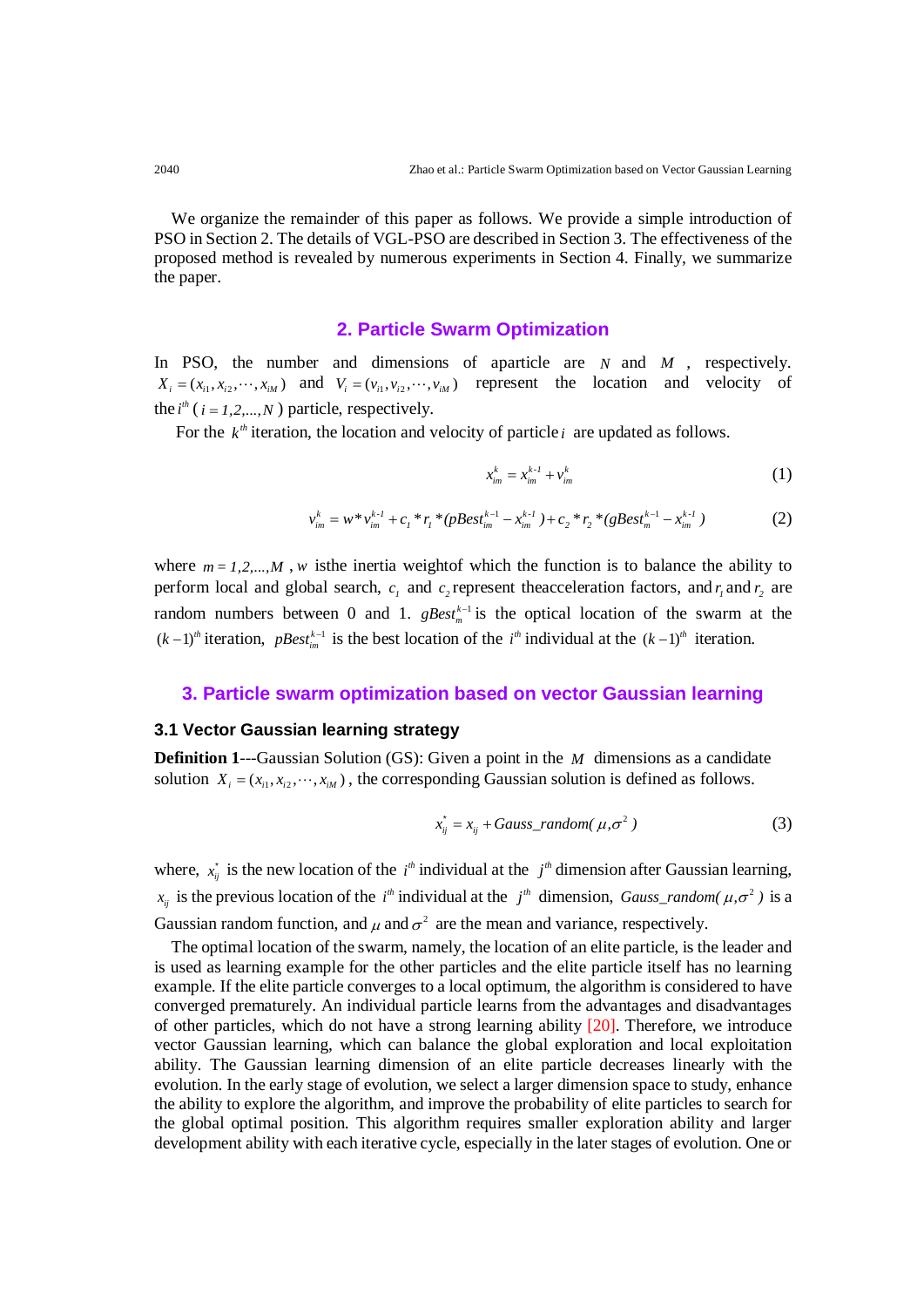We organize the remainder of this paper as follows. We provide a simple introduction of PSO in Section 2. The details of VGL-PSO are described in Section 3. The effectiveness of the proposed method is revealed by numerous experiments in Section 4. Finally, we summarize the paper.

## 2. Particle Swarm Optimization

In PSO, the number and dimensions of aparticle are $N$ and $M$ , respectively. $X_i = (x_{i1}, x_{i2}, \cdots, x_{iM})$ and $V_i = (v_{i1}, v_{i2}, \cdots, v_{iM})$ represent the location and velocity of the $i^{th}$ ( $i = 1,2,...,N$ ) particle, respectively.

For the $k^{th}$ iteration, the location and velocity of particle $i$ are updated as follows.

$$x_{im}^{k} = x_{im}^{k-1} + v_{im}^{k} \tag{1}$$

$$v_{im}^{k} = w * v_{im}^{k-1} + c_1 * r_1 * (pBest_{im}^{k-1} - x_{im}^{k-1}) + c_2 * r_2 * (gBest_{m}^{k-1} - x_{im}^{k-1}) \tag{2}$$

where $m = 1,2,...,M$ , $w$ isthe inertia weightof which the function is to balance the ability to perform local and global search, $c_1$ and $c_2$ represent theacceleration factors, and $r_1$ and $r_2$ are random numbers between 0 and 1. $gBest_{m}^{k-1}$ is the optical location of the swarm at the $(k-1)^{th}$ iteration, $pBest_{im}^{k-1}$ is the best location of the $i^{th}$ individual at the $(k-1)^{th}$ iteration.

## 3. Particle swarm optimization based on vector Gaussian learning

### 3.1 Vector Gaussian learning strategy

**Definition 1**---Gaussian Solution (GS): Given a point in the $M$ dimensions as a candidate solution $X_i = (x_{i1}, x_{i2}, \cdots, x_{iM})$ , the corresponding Gaussian solution is defined as follows.

$$x_{ij}^{*} = x_{ij} + Gauss\_random(\mu, \sigma^2) \tag{3}$$

where, $x_{ij}^{*}$ is the new location of the $i^{th}$ individual at the $j^{th}$ dimension after Gaussian learning, $x_{ij}$ is the previous location of the $i^{th}$ individual at the $j^{th}$ dimension, $Gauss\_random(\mu, \sigma^2)$ is a Gaussian random function, and $\mu$ and $\sigma^2$ are the mean and variance, respectively.

The optimal location of the swarm, namely, the location of an elite particle, is the leader and is used as learning example for the other particles and the elite particle itself has no learning example. If the elite particle converges to a local optimum, the algorithm is considered to have converged prematurely. An individual particle learns from the advantages and disadvantages of other particles, which do not have a strong learning ability [20]. Therefore, we introduce vector Gaussian learning, which can balance the global exploration and local exploitation ability. The Gaussian learning dimension of an elite particle decreases linearly with the evolution. In the early stage of evolution, we select a larger dimension space to study, enhance the ability to explore the algorithm, and improve the probability of elite particles to search for the global optimal position. This algorithm requires smaller exploration ability and larger development ability with each iterative cycle, especially in the later stages of evolution. One or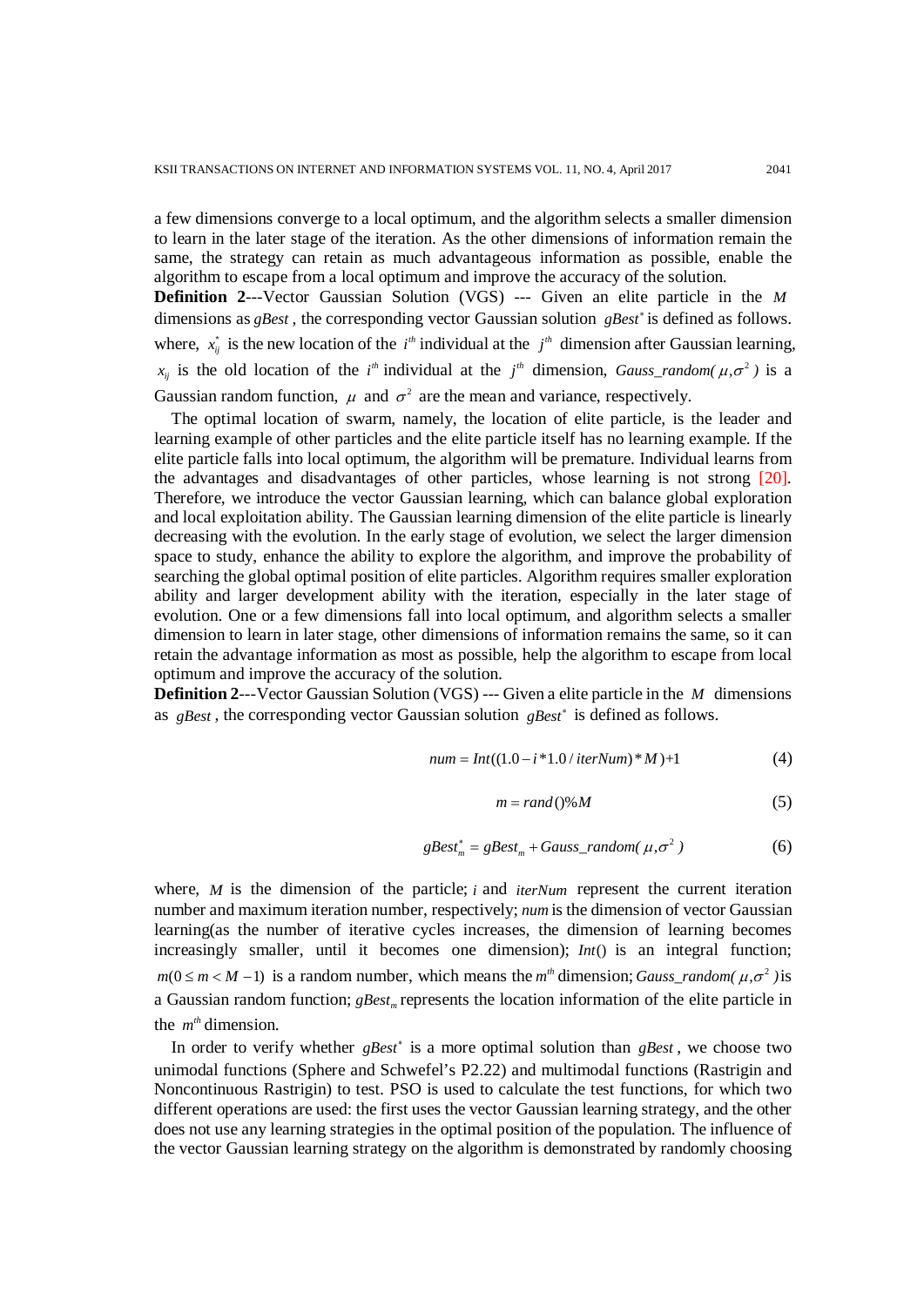a few dimensions converge to a local optimum, and the algorithm selects a smaller dimension to learn in the later stage of the iteration. As the other dimensions of information remain the same, the strategy can retain as much advantageous information as possible, enable the algorithm to escape from a local optimum and improve the accuracy of the solution.

**Definition 2**---Vector Gaussian Solution (VGS) --- Given an elite particle in the $M$ dimensions as $gBest$, the corresponding vector Gaussian solution $gBest^*$ is defined as follows. where, $x_{ij}^*$ is the new location of the $i^{th}$ individual at the $j^{th}$ dimension after Gaussian learning, $x_{ij}$ is the old location of the $i^{th}$ individual at the $j^{th}$ dimension, $Gauss\_random(\mu,\sigma^2)$ is a Gaussian random function, $\mu$ and $\sigma^2$ are the mean and variance, respectively.

The optimal location of swarm, namely, the location of elite particle, is the leader and learning example of other particles and the elite particle itself has no learning example. If the elite particle falls into local optimum, the algorithm will be premature. Individual learns from the advantages and disadvantages of other particles, whose learning is not strong [20]. Therefore, we introduce the vector Gaussian learning, which can balance global exploration and local exploitation ability. The Gaussian learning dimension of the elite particle is linearly decreasing with the evolution. In the early stage of evolution, we select the larger dimension space to study, enhance the ability to explore the algorithm, and improve the probability of searching the global optimal position of elite particles. Algorithm requires smaller exploration ability and larger development ability with the iteration, especially in the later stage of evolution. One or a few dimensions fall into local optimum, and algorithm selects a smaller dimension to learn in later stage, other dimensions of information remains the same, so it can retain the advantage information as most as possible, help the algorithm to escape from local optimum and improve the accuracy of the solution.

**Definition 2**---Vector Gaussian Solution (VGS) --- Given a elite particle in the $M$ dimensions as $gBest$, the corresponding vector Gaussian solution $gBest^*$ is defined as follows.

$$num = Int((1.0 - i*1.0 / iterNum)*M)+1 \tag{4}$$

$$m = rand()\%M \tag{5}$$

$$gBest_m^* = gBest_m + Gauss\_random(\mu,\sigma^2) \tag{6}$$

where, $M$ is the dimension of the particle; $i$ and $iterNum$ represent the current iteration number and maximum iteration number, respectively; $num$ is the dimension of vector Gaussian learning(as the number of iterative cycles increases, the dimension of learning becomes increasingly smaller, until it becomes one dimension); $Int()$ is an integral function; $m(0 \le m < M-1)$ is a random number, which means the $m^{th}$ dimension; $Gauss\_random(\mu,\sigma^2)$ is a Gaussian random function; $gBest_m$ represents the location information of the elite particle in the $m^{th}$ dimension.

In order to verify whether $gBest^*$ is a more optimal solution than $gBest$, we choose two unimodal functions (Sphere and Schwefel's P2.22) and multimodal functions (Rastrigin and Noncontinuous Rastrigin) to test. PSO is used to calculate the test functions, for which two different operations are used: the first uses the vector Gaussian learning strategy, and the other does not use any learning strategies in the optimal position of the population. The influence of the vector Gaussian learning strategy on the algorithm is demonstrated by randomly choosing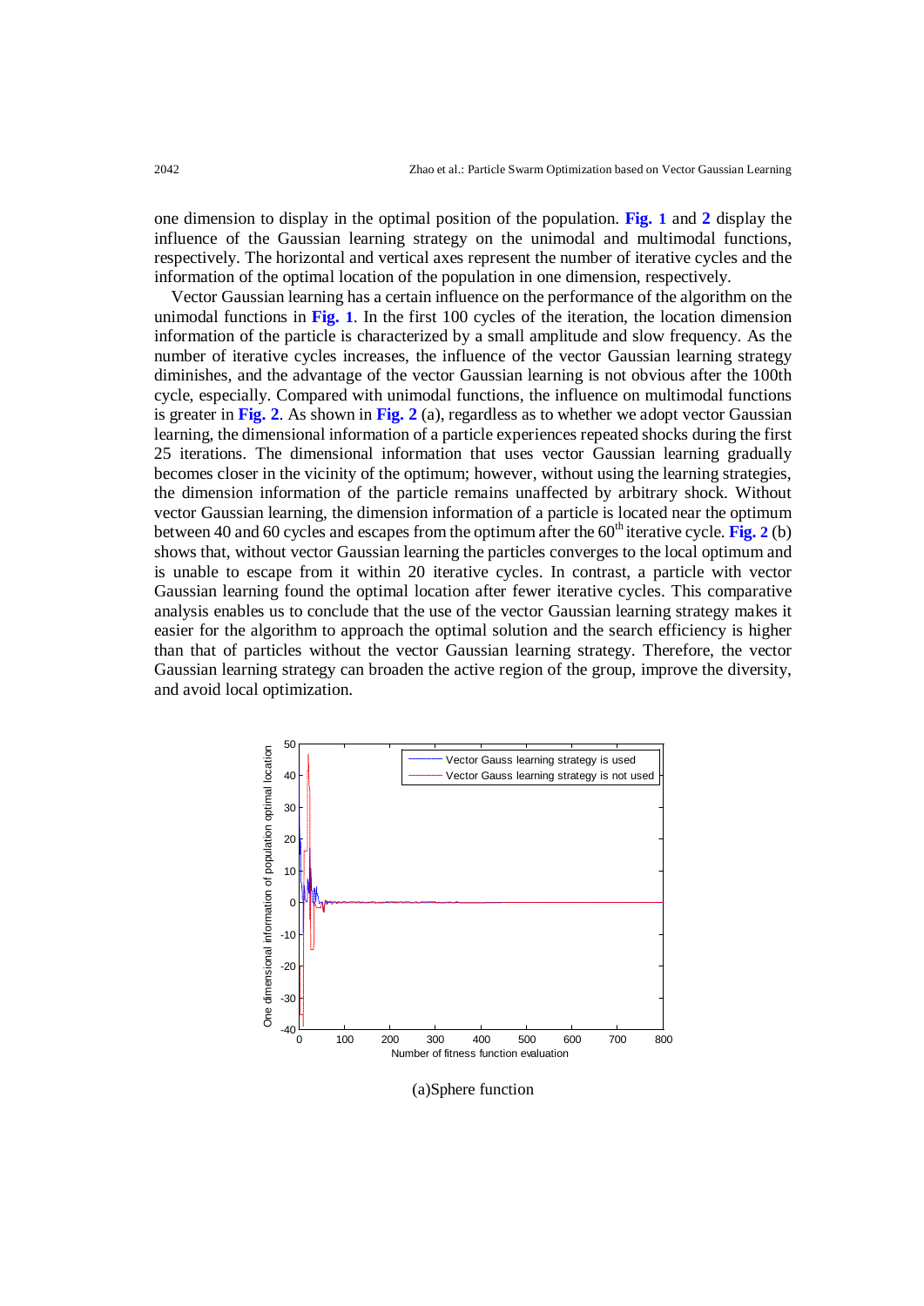one dimension to display in the optimal position of the population. **Fig. 1** and **2** display the influence of the Gaussian learning strategy on the unimodal and multimodal functions, respectively. The horizontal and vertical axes represent the number of iterative cycles and the information of the optimal location of the population in one dimension, respectively.

Vector Gaussian learning has a certain influence on the performance of the algorithm on the unimodal functions in **Fig. 1**. In the first 100 cycles of the iteration, the location dimension information of the particle is characterized by a small amplitude and slow frequency. As the number of iterative cycles increases, the influence of the vector Gaussian learning strategy diminishes, and the advantage of the vector Gaussian learning is not obvious after the 100th cycle, especially. Compared with unimodal functions, the influence on multimodal functions is greater in **Fig. 2**. As shown in **Fig. 2** (a), regardless as to whether we adopt vector Gaussian learning, the dimensional information of a particle experiences repeated shocks during the first 25 iterations. The dimensional information that uses vector Gaussian learning gradually becomes closer in the vicinity of the optimum; however, without using the learning strategies, the dimension information of the particle remains unaffected by arbitrary shock. Without vector Gaussian learning, the dimension information of a particle is located near the optimum between 40 and 60 cycles and escapes from the optimum after the 60th iterative cycle. **Fig. 2** (b) shows that, without vector Gaussian learning the particles converges to the local optimum and is unable to escape from it within 20 iterative cycles. In contrast, a particle with vector Gaussian learning found the optimal location after fewer iterative cycles. This comparative analysis enables us to conclude that the use of the vector Gaussian learning strategy makes it easier for the algorithm to approach the optimal solution and the search efficiency is higher than that of particles without the vector Gaussian learning strategy. Therefore, the vector Gaussian learning strategy can broaden the active region of the group, improve the diversity, and avoid local optimization.

Vector Gauss learning strategy is used
Vector Gauss learning strategy is not used
One dimensional information of population optimal location
Number of fitness function evaluation
50
40
30
20
10
0
-10
-20
-30
-40
0 100 200 300 400 500 600 700 800

(a)Sphere function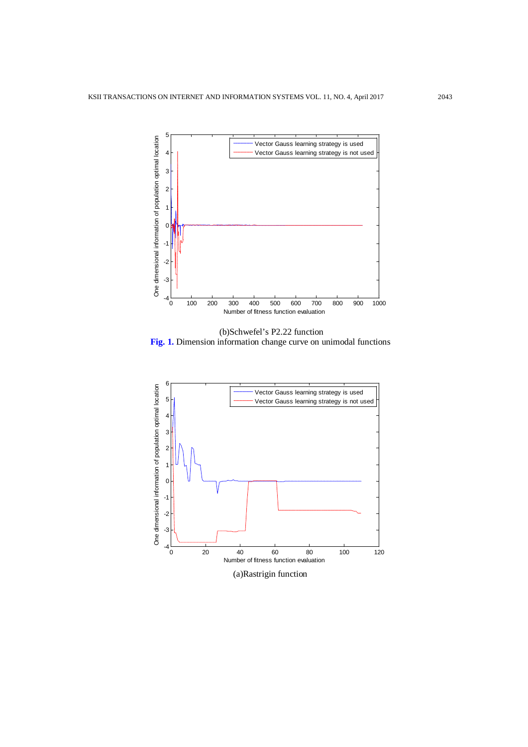One dimensional information of population optimal location

5
4
3
2
1
0
-1
-2
-3
-4

0 100 200 300 400 500 600 700 800 900 1000

Number of fitness function evaluation

Vector Gauss learning strategy is used
Vector Gauss learning strategy is not used

(b)Schwefel's P2.22 function

**Fig. 1.** Dimension information change curve on unimodal functions

One dimensional information of population optimal location

6
5
4
3
2
1
0
-1
-2
-3
-4

0 20 40 60 80 100 120

Number of fitness function evaluation

Vector Gauss learning strategy is used
Vector Gauss learning strategy is not used

(a)Rastrigin function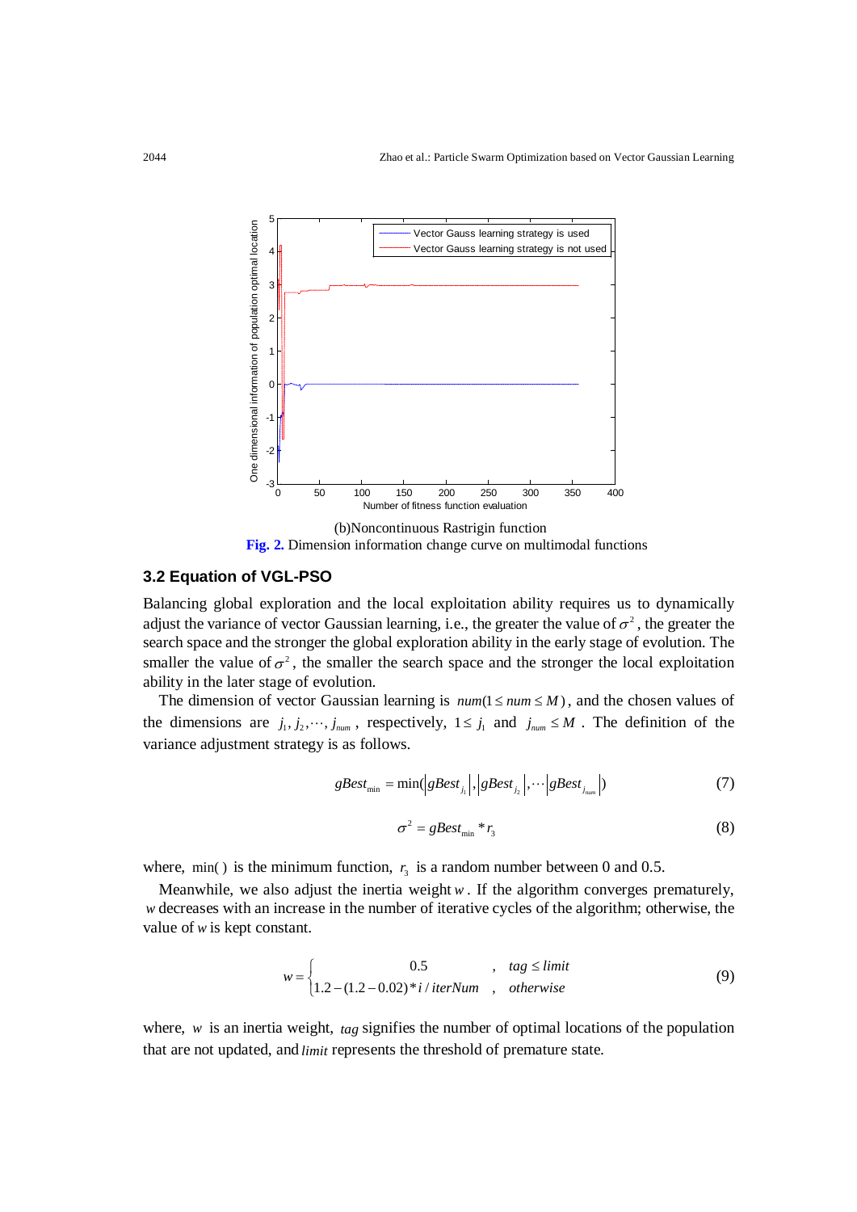One dimensional information of population optimal location

5
4
3
2
1
0
-1
-2
-3

0 50 100 150 200 250 300 350 400

Number of fitness function evaluation

Vector Gauss learning strategy is used

Vector Gauss learning strategy is not used

(b)Noncontinuous Rastrigin function

**Fig. 2.** Dimension information change curve on multimodal functions

### 3.2 Equation of VGL-PSO

Balancing global exploration and the local exploitation ability requires us to dynamically adjust the variance of vector Gaussian learning, i.e., the greater the value of $\sigma^2$, the greater the search space and the stronger the global exploration ability in the early stage of evolution. The smaller the value of $\sigma^2$, the smaller the search space and the stronger the local exploitation ability in the later stage of evolution.

The dimension of vector Gaussian learning is $num(1 \le num \le M)$, and the chosen values of the dimensions are $j_1, j_2, \cdots, j_{num}$, respectively, $1 \le j_1$ and $j_{num} \le M$. The definition of the variance adjustment strategy is as follows.

$$gBest_{\min} = \min(\left|gBest_{j_1}\right|, \left|gBest_{j_2}\right|, \cdots \left|gBest_{j_{num}}\right|) \tag{7}$$

$$\sigma^2 = gBest_{\min} * r_3 \tag{8}$$

where, $\min(\,)$ is the minimum function, $r_3$ is a random number between 0 and 0.5.

Meanwhile, we also adjust the inertia weight $w$. If the algorithm converges prematurely, $w$ decreases with an increase in the number of iterative cycles of the algorithm; otherwise, the value of $w$ is kept constant.

$$w = \begin{cases} 0.5 & , \quad tag \le limit \\ 1.2 - (1.2 - 0.02) * i / iterNum & , \quad otherwise \end{cases} \tag{9}$$

where, $w$ is an inertia weight, $tag$ signifies the number of optimal locations of the population that are not updated, and $limit$ represents the threshold of premature state.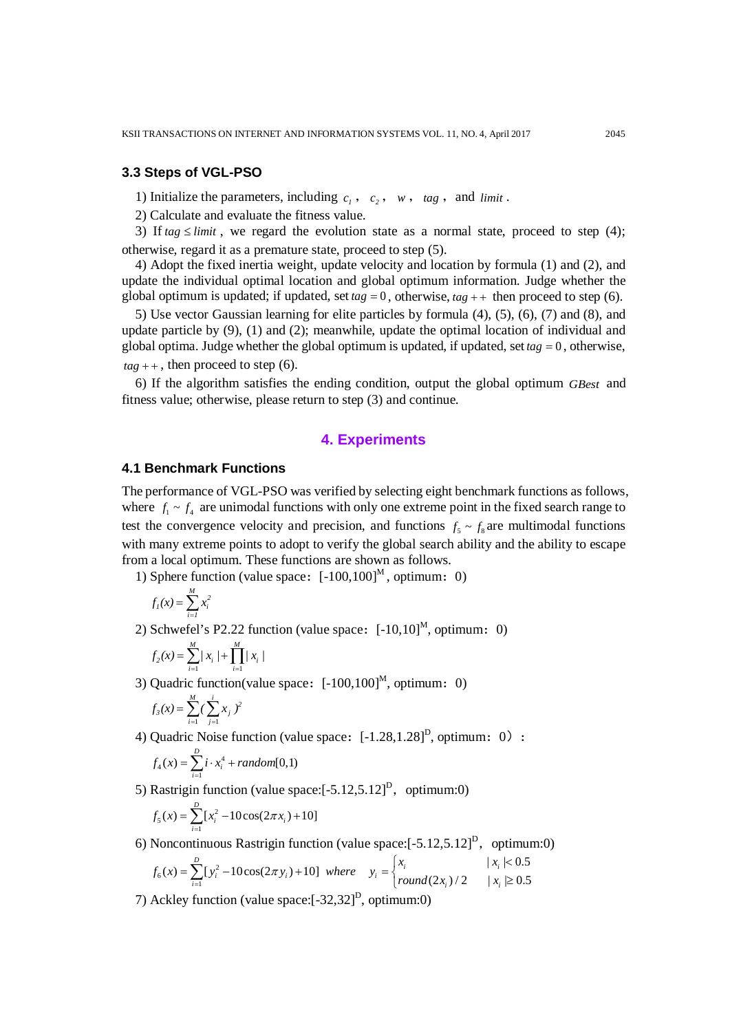### 3.3 Steps of VGL-PSO

1) Initialize the parameters, including $c_1$, $c_2$, $w$, $tag$, and $limit$.

2) Calculate and evaluate the fitness value.

3) If $tag \leq limit$, we regard the evolution state as a normal state, proceed to step (4); otherwise, regard it as a premature state, proceed to step (5).

4) Adopt the fixed inertia weight, update velocity and location by formula (1) and (2), and update the individual optimal location and global optimum information. Judge whether the global optimum is updated; if updated, set $tag = 0$, otherwise, $tag++$ then proceed to step (6).

5) Use vector Gaussian learning for elite particles by formula (4), (5), (6), (7) and (8), and update particle by (9), (1) and (2); meanwhile, update the optimal location of individual and global optima. Judge whether the global optimum is updated, if updated, set $tag = 0$, otherwise, $tag++$, then proceed to step (6).

6) If the algorithm satisfies the ending condition, output the global optimum $GBest$ and fitness value; otherwise, please return to step (3) and continue.

## 4. Experiments

### 4.1 Benchmark Functions

The performance of VGL-PSO was verified by selecting eight benchmark functions as follows, where $f_1 \sim f_4$ are unimodal functions with only one extreme point in the fixed search range to test the convergence velocity and precision, and functions $f_5 \sim f_8$ are multimodal functions with many extreme points to adopt to verify the global search ability and the ability to escape from a local optimum. These functions are shown as follows.

1) Sphere function (value space：$[-100,100]^M$, optimum：0)

$$f_1(x) = \sum_{i=1}^{M} x_i^2$$

2) Schwefel's P2.22 function (value space：$[-10,10]^M$, optimum：0)

$$f_2(x) = \sum_{i=1}^{M} |x_i| + \prod_{i=1}^{M} |x_i|$$

3) Quadric function(value space：$[-100,100]^M$, optimum：0)

$$f_3(x) = \sum_{i=1}^{M} \Big(\sum_{j=1}^{i} x_j\Big)^2$$

4) Quadric Noise function (value space：$[-1.28,1.28]^D$, optimum：0）：

$$f_4(x) = \sum_{i=1}^{D} i \cdot x_i^4 + random[0,1)$$

5) Rastrigin function (value space:$[-5.12,5.12]^D$, optimum:0)

$$f_5(x) = \sum_{i=1}^{D} [x_i^2 - 10\cos(2\pi x_i) + 10]$$

6) Noncontinuous Rastrigin function (value space:$[-5.12,5.12]^D$, optimum:0)

$$f_6(x) = \sum_{i=1}^{D} [y_i^2 - 10\cos(2\pi y_i) + 10] \quad where \quad y_i = \begin{cases} x_i & |x_i| < 0.5 \\ round(2x_i)/2 & |x_i| \geq 0.5 \end{cases}$$

7) Ackley function (value space:$[-32,32]^D$, optimum:0)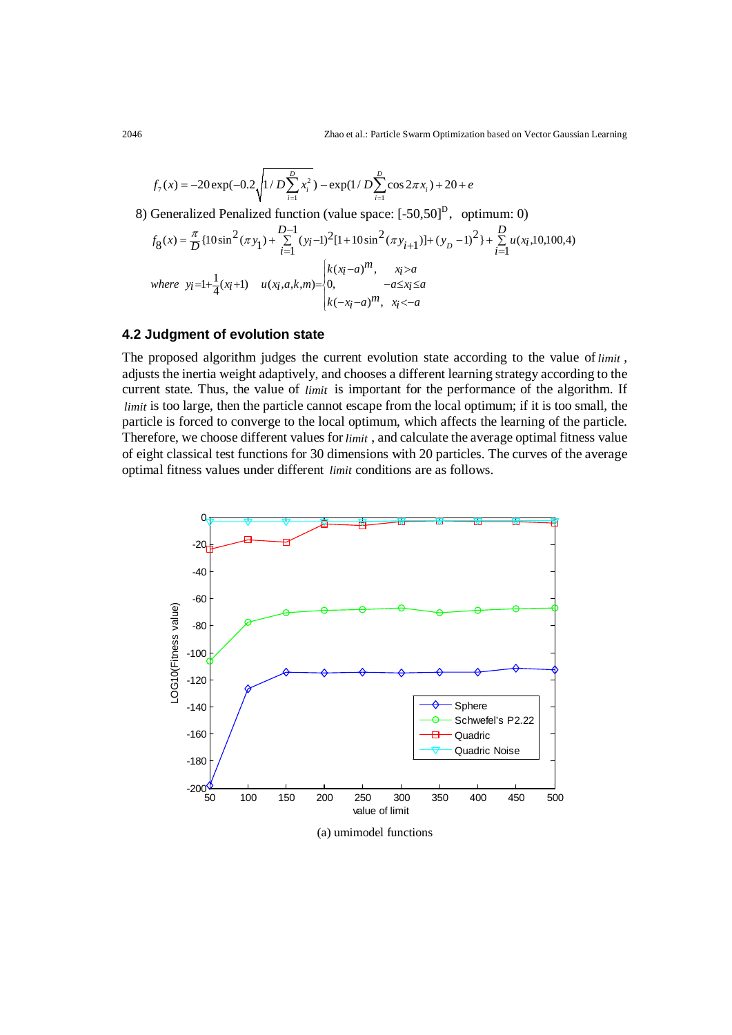$$f_7(x) = -20\exp(-0.2\sqrt{1/D\sum_{i=1}^{D} x_i^2}) - \exp(1/D\sum_{i=1}^{D}\cos 2\pi x_i) + 20 + e$$

8) Generalized Penalized function (value space: $[-50,50]^D$, optimum: 0)

$$f_8(x) = \frac{\pi}{D}\{10\sin^2(\pi y_1) + \sum_{i=1}^{D-1}(y_i-1)^2[1+10\sin^2(\pi y_{i+1})] + (y_D-1)^2\} + \sum_{i=1}^{D} u(x_i,10,100,4)$$

$$where \;\; y_i = 1+\frac{1}{4}(x_i+1) \quad u(x_i,a,k,m) = \begin{cases} k(x_i-a)^m, & x_i > a \\ 0, & -a \le x_i \le a \\ k(-x_i-a)^m, & x_i < -a \end{cases}$$

### 4.2 Judgment of evolution state

The proposed algorithm judges the current evolution state according to the value of *limit*, adjusts the inertia weight adaptively, and chooses a different learning strategy according to the current state. Thus, the value of *limit* is important for the performance of the algorithm. If *limit* is too large, then the particle cannot escape from the local optimum; if it is too small, the particle is forced to converge to the local optimum, which affects the learning of the particle. Therefore, we choose different values for *limit*, and calculate the average optimal fitness value of eight classical test functions for 30 dimensions with 20 particles. The curves of the average optimal fitness values under different *limit* conditions are as follows.

LOG10(Fitness value)
0
-20
-40
-60
-80
-100
-120
-140
-160
-180
-200
50 100 150 200 250 300 350 400 450 500
value of limit
Sphere
Schwefel's P2.22
Quadric
Quadric Noise

(a) umimodel functions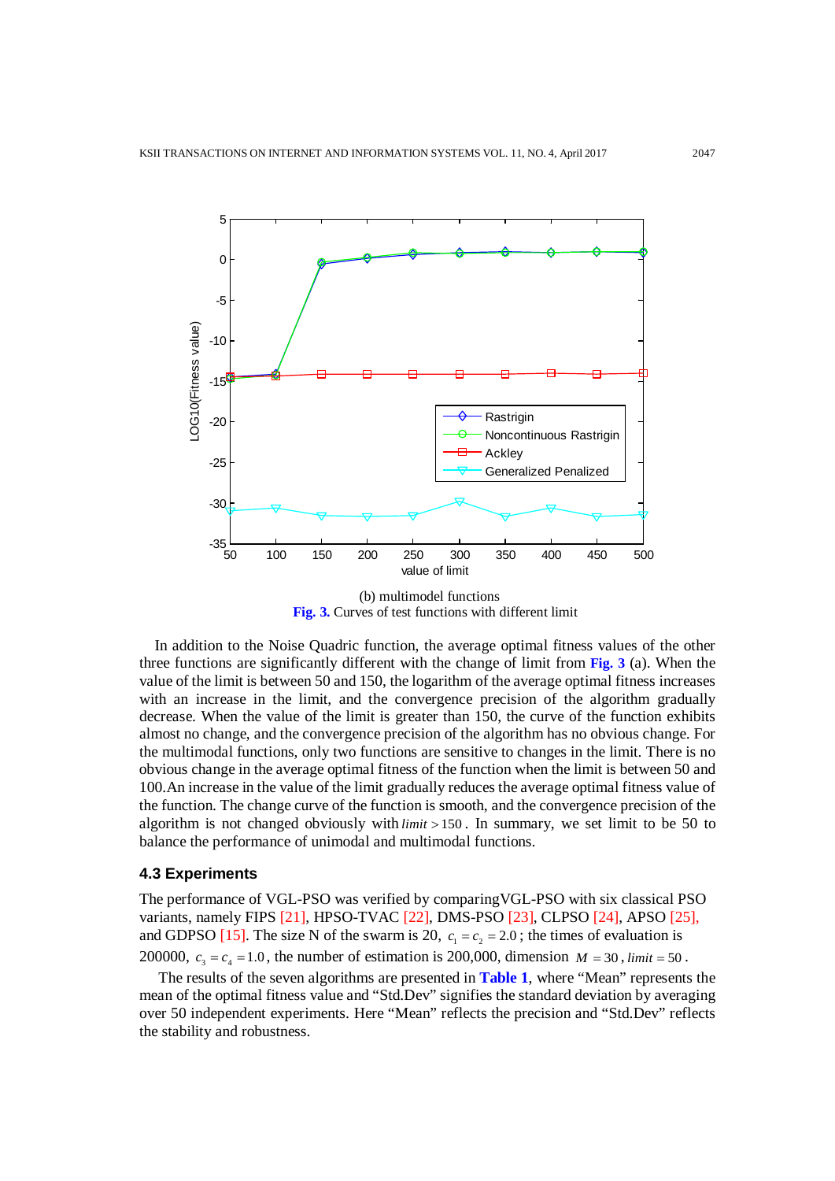5

0

-5

-10

-15

-20

-25

-30

-35

50 100 150 200 250 300 350 400 450 500

value of limit

LOG10(Fitness value)

Rastrigin

Noncontinuous Rastrigin

Ackley

Generalized Penalized

(b) multimodel functions

**Fig. 3.** Curves of test functions with different limit

In addition to the Noise Quadric function, the average optimal fitness values of the other three functions are significantly different with the change of limit from **Fig. 3** (a). When the value of the limit is between 50 and 150, the logarithm of the average optimal fitness increases with an increase in the limit, and the convergence precision of the algorithm gradually decrease. When the value of the limit is greater than 150, the curve of the function exhibits almost no change, and the convergence precision of the algorithm has no obvious change. For the multimodal functions, only two functions are sensitive to changes in the limit. There is no obvious change in the average optimal fitness of the function when the limit is between 50 and 100.An increase in the value of the limit gradually reduces the average optimal fitness value of the function. The change curve of the function is smooth, and the convergence precision of the algorithm is not changed obviously with $limit > 150$. In summary, we set limit to be 50 to balance the performance of unimodal and multimodal functions.

### 4.3 Experiments

The performance of VGL-PSO was verified by comparingVGL-PSO with six classical PSO variants, namely FIPS [21], HPSO-TVAC [22], DMS-PSO [23], CLPSO [24], APSO [25], and GDPSO [15]. The size N of the swarm is 20, $c_1 = c_2 = 2.0$; the times of evaluation is 200000, $c_3 = c_4 = 1.0$, the number of estimation is 200,000, dimension $M = 30$, $limit = 50$.

The results of the seven algorithms are presented in **Table 1**, where "Mean" represents the mean of the optimal fitness value and "Std.Dev" signifies the standard deviation by averaging over 50 independent experiments. Here "Mean" reflects the precision and "Std.Dev" reflects the stability and robustness.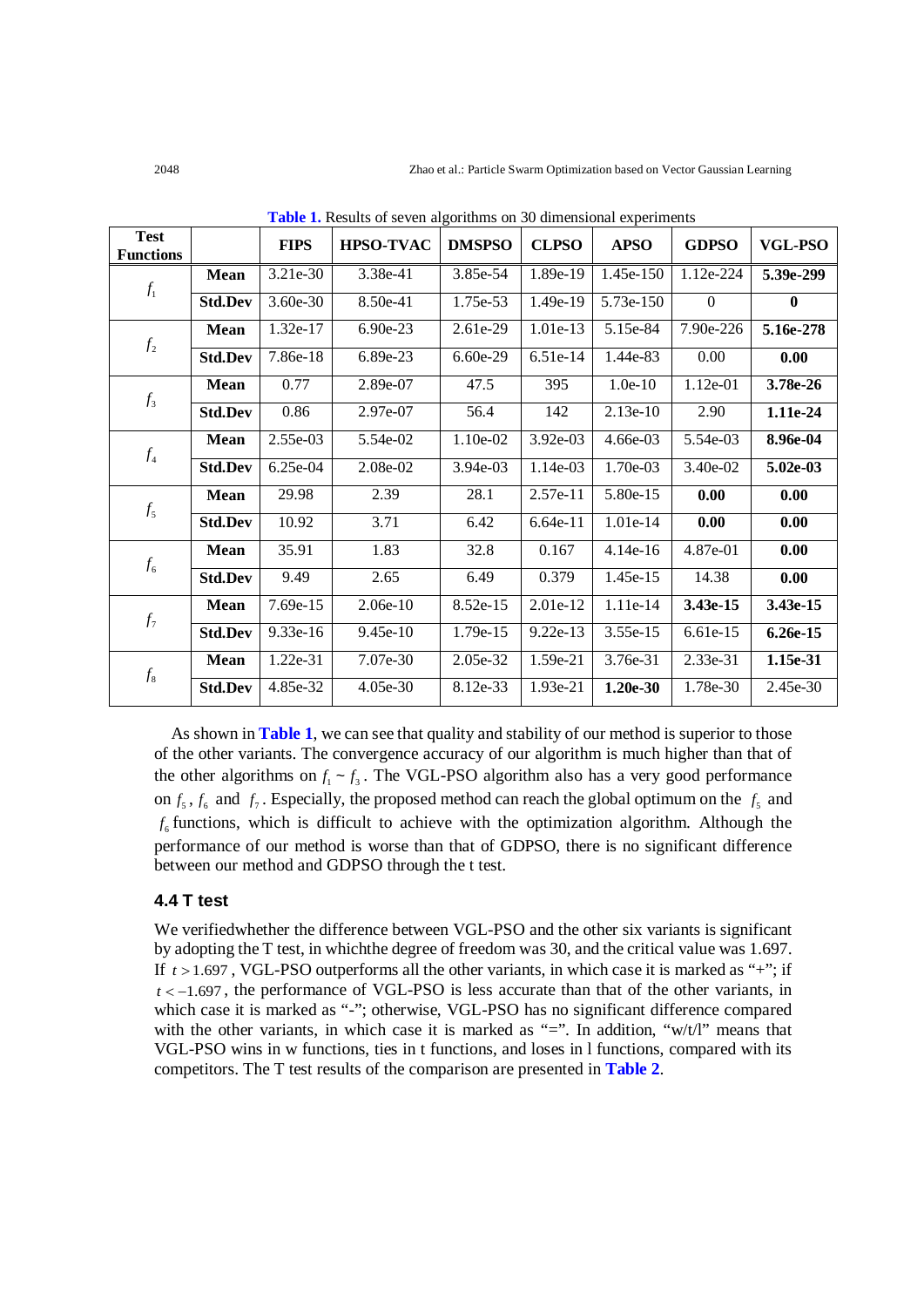**Table 1.** Results of seven algorithms on 30 dimensional experiments

| Test Functions | | FIPS | HPSO-TVAC | DMSPSO | CLPSO | APSO | GDPSO | VGL-PSO |
|---|---|---|---|---|---|---|---|---|
| $f_1$ | **Mean** | 3.21e-30 | 3.38e-41 | 3.85e-54 | 1.89e-19 | 1.45e-150 | 1.12e-224 | **5.39e-299** |
| | **Std.Dev** | 3.60e-30 | 8.50e-41 | 1.75e-53 | 1.49e-19 | 5.73e-150 | 0 | **0** |
| $f_2$ | **Mean** | 1.32e-17 | 6.90e-23 | 2.61e-29 | 1.01e-13 | 5.15e-84 | 7.90e-226 | **5.16e-278** |
| | **Std.Dev** | 7.86e-18 | 6.89e-23 | 6.60e-29 | 6.51e-14 | 1.44e-83 | 0.00 | **0.00** |
| $f_3$ | **Mean** | 0.77 | 2.89e-07 | 47.5 | 395 | 1.0e-10 | 1.12e-01 | **3.78e-26** |
| | **Std.Dev** | 0.86 | 2.97e-07 | 56.4 | 142 | 2.13e-10 | 2.90 | **1.11e-24** |
| $f_4$ | **Mean** | 2.55e-03 | 5.54e-02 | 1.10e-02 | 3.92e-03 | 4.66e-03 | 5.54e-03 | **8.96e-04** |
| | **Std.Dev** | 6.25e-04 | 2.08e-02 | 3.94e-03 | 1.14e-03 | 1.70e-03 | 3.40e-02 | **5.02e-03** |
| $f_5$ | **Mean** | 29.98 | 2.39 | 28.1 | 2.57e-11 | 5.80e-15 | **0.00** | **0.00** |
| | **Std.Dev** | 10.92 | 3.71 | 6.42 | 6.64e-11 | 1.01e-14 | **0.00** | **0.00** |
| $f_6$ | **Mean** | 35.91 | 1.83 | 32.8 | 0.167 | 4.14e-16 | 4.87e-01 | **0.00** |
| | **Std.Dev** | 9.49 | 2.65 | 6.49 | 0.379 | 1.45e-15 | 14.38 | **0.00** |
| $f_7$ | **Mean** | 7.69e-15 | 2.06e-10 | 8.52e-15 | 2.01e-12 | 1.11e-14 | **3.43e-15** | **3.43e-15** |
| | **Std.Dev** | 9.33e-16 | 9.45e-10 | 1.79e-15 | 9.22e-13 | 3.55e-15 | 6.61e-15 | **6.26e-15** |
| $f_8$ | **Mean** | 1.22e-31 | 7.07e-30 | 2.05e-32 | 1.59e-21 | 3.76e-31 | 2.33e-31 | **1.15e-31** |
| | **Std.Dev** | 4.85e-32 | 4.05e-30 | 8.12e-33 | 1.93e-21 | **1.20e-30** | 1.78e-30 | 2.45e-30 |

As shown in **Table 1**, we can see that quality and stability of our method is superior to those of the other variants. The convergence accuracy of our algorithm is much higher than that of the other algorithms on $f_1 \sim f_3$. The VGL-PSO algorithm also has a very good performance on $f_5$, $f_6$ and $f_7$. Especially, the proposed method can reach the global optimum on the $f_5$ and $f_6$ functions, which is difficult to achieve with the optimization algorithm. Although the performance of our method is worse than that of GDPSO, there is no significant difference between our method and GDPSO through the t test.

### 4.4 T test

We verifiedwhether the difference between VGL-PSO and the other six variants is significant by adopting the T test, in whichthe degree of freedom was 30, and the critical value was 1.697. If $t > 1.697$, VGL-PSO outperforms all the other variants, in which case it is marked as "+"; if $t < -1.697$, the performance of VGL-PSO is less accurate than that of the other variants, in which case it is marked as "-"; otherwise, VGL-PSO has no significant difference compared with the other variants, in which case it is marked as "=". In addition, "w/t/l" means that VGL-PSO wins in w functions, ties in t functions, and loses in l functions, compared with its competitors. The T test results of the comparison are presented in **Table 2**.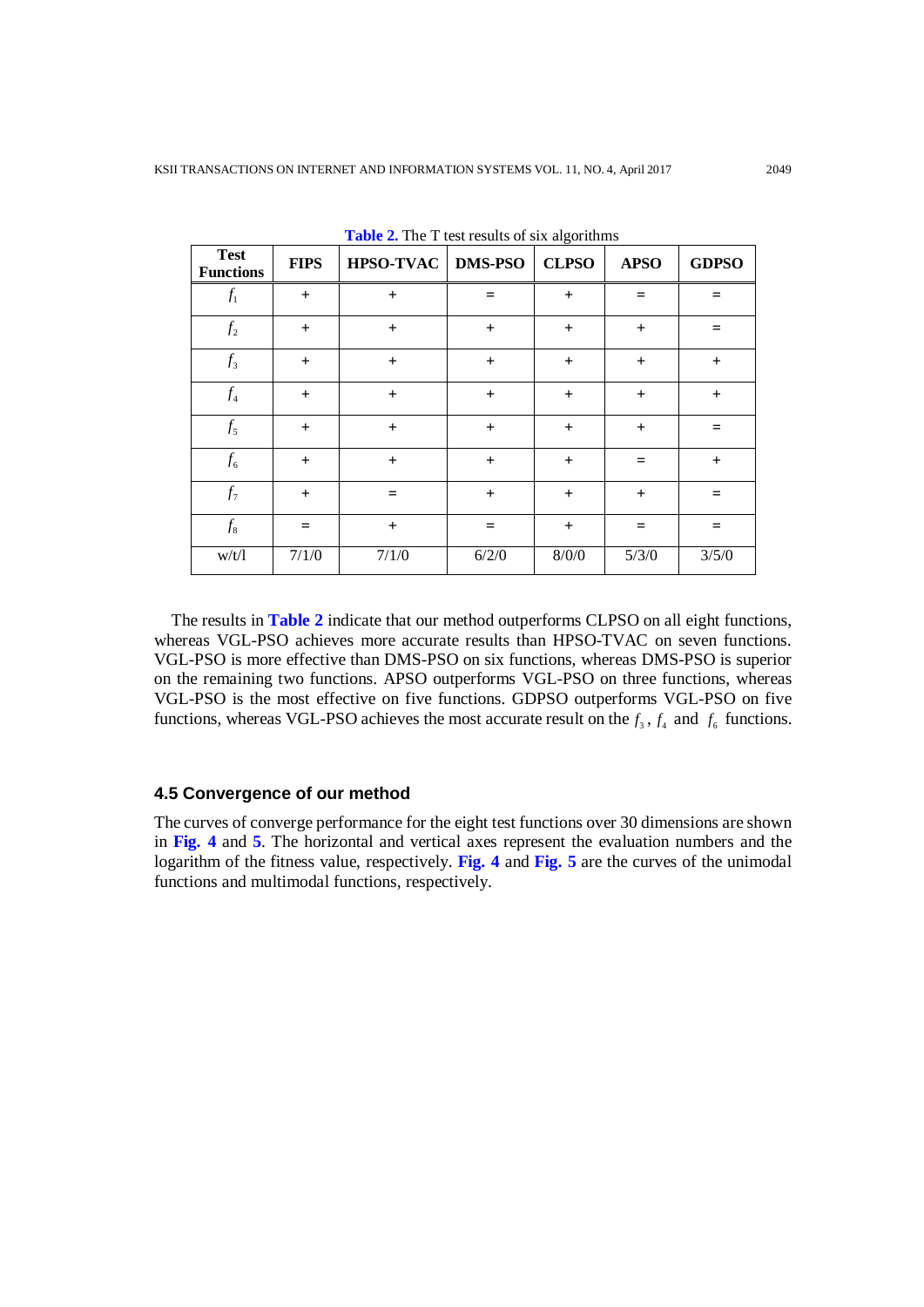**Table 2.** The T test results of six algorithms

| Test Functions | FIPS | HPSO-TVAC | DMS-PSO | CLPSO | APSO | GDPSO |
|---|---|---|---|---|---|---|
| $f_1$ | + | + | = | + | = | = |
| $f_2$ | + | + | + | + | + | = |
| $f_3$ | + | + | + | + | + | + |
| $f_4$ | + | + | + | + | + | + |
| $f_5$ | + | + | + | + | + | = |
| $f_6$ | + | + | + | + | = | + |
| $f_7$ | + | = | + | + | + | = |
| $f_8$ | = | + | = | + | = | = |
| w/t/l | 7/1/0 | 7/1/0 | 6/2/0 | 8/0/0 | 5/3/0 | 3/5/0 |

The results in **Table 2** indicate that our method outperforms CLPSO on all eight functions, whereas VGL-PSO achieves more accurate results than HPSO-TVAC on seven functions. VGL-PSO is more effective than DMS-PSO on six functions, whereas DMS-PSO is superior on the remaining two functions. APSO outperforms VGL-PSO on three functions, whereas VGL-PSO is the most effective on five functions. GDPSO outperforms VGL-PSO on five functions, whereas VGL-PSO achieves the most accurate result on the $f_3$, $f_4$ and $f_6$ functions.

### 4.5 Convergence of our method

The curves of converge performance for the eight test functions over 30 dimensions are shown in **Fig. 4** and **5**. The horizontal and vertical axes represent the evaluation numbers and the logarithm of the fitness value, respectively. **Fig. 4** and **Fig. 5** are the curves of the unimodal functions and multimodal functions, respectively.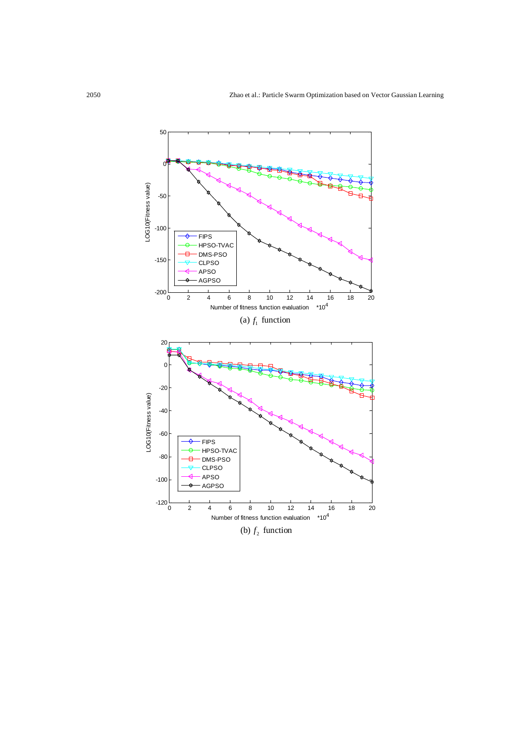50
0
-50
-100
-150
-200
0 2 4 6 8 10 12 14 16 18 20
LOG10(Fitness value)
Number of fitness function evaluation *10^4
FIPS
HPSO-TVAC
DMS-PSO
CLPSO
APSO
AGPSO

(a) $f_1$ function

20
0
-20
-40
-60
-80
-100
-120
0 2 4 6 8 10 12 14 16 18 20
LOG10(Fitness value)
Number of fitness function evaluation *10^4
FIPS
HPSO-TVAC
DMS-PSO
CLPSO
APSO
AGPSO

(b) $f_2$ function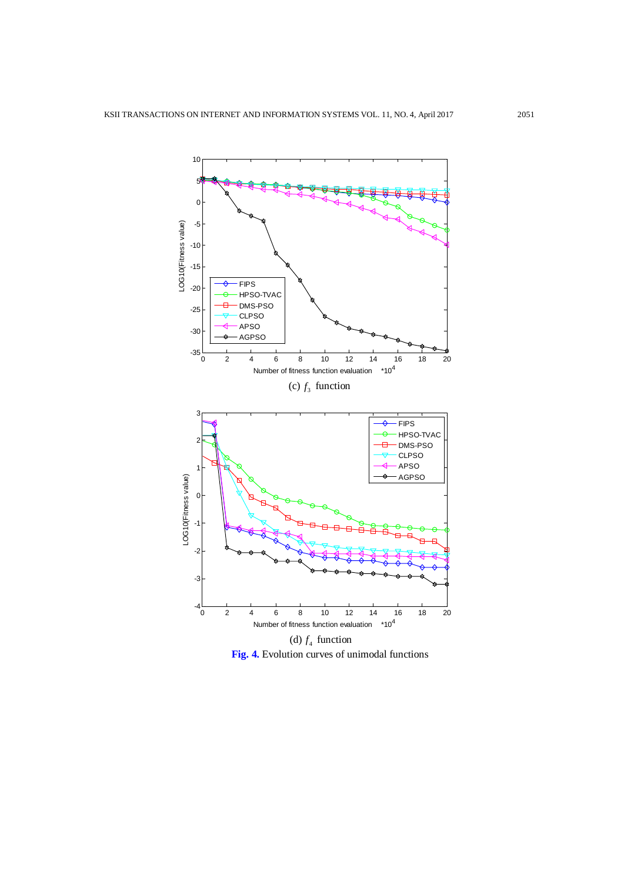10

5

0

-5

-10

-15

-20

-25

-30

-35

LOG10(Fitness value)

0 2 4 6 8 10 12 14 16 18 20

Number of fitness function evaluation *10$^4$

FIPS

HPSO-TVAC

DMS-PSO

CLPSO

APSO

AGPSO

(c) $f_3$ function

3

2

1

0

-1

-2

-3

-4

LOG10(Fitness value)

0 2 4 6 8 10 12 14 16 18 20

Number of fitness function evaluation *10$^4$

FIPS

HPSO-TVAC

DMS-PSO

CLPSO

APSO

AGPSO

(d) $f_4$ function

**Fig. 4.** Evolution curves of unimodal functions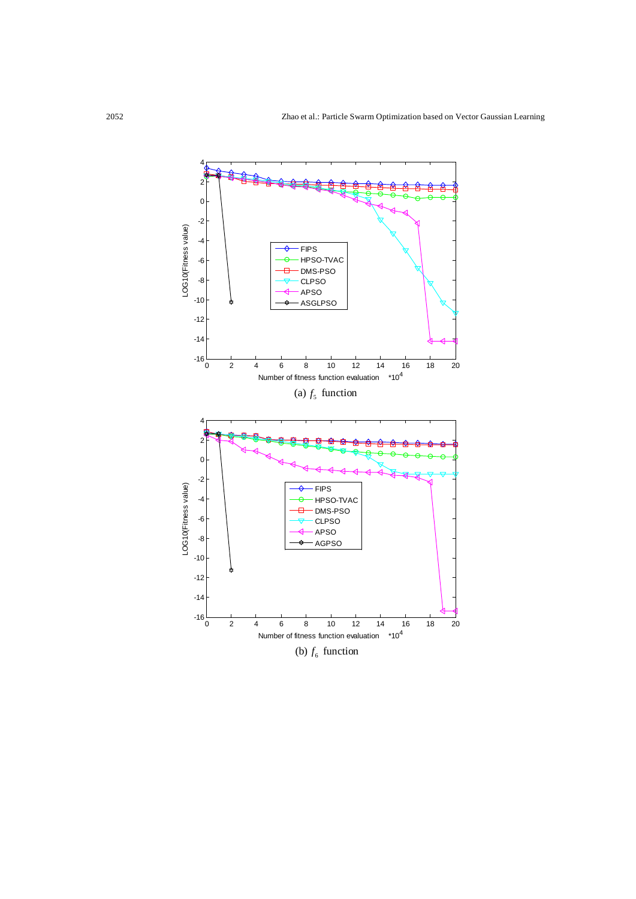4
2
0
-2
-4
-6
-8
-10
-12
-14
-16

LOG10(Fitness value)

FIPS
HPSO-TVAC
DMS-PSO
CLPSO
APSO
ASGLPSO

0 2 4 6 8 10 12 14 16 18 20

Number of fitness function evaluation *10^4

(a) $f_5$ function

4
2
0
-2
-4
-6
-8
-10
-12
-14
-16

LOG10(Fitness value)

FIPS
HPSO-TVAC
DMS-PSO
CLPSO
APSO
AGPSO

0 2 4 6 8 10 12 14 16 18 20

Number of fitness function evaluation *10^4

(b) $f_6$ function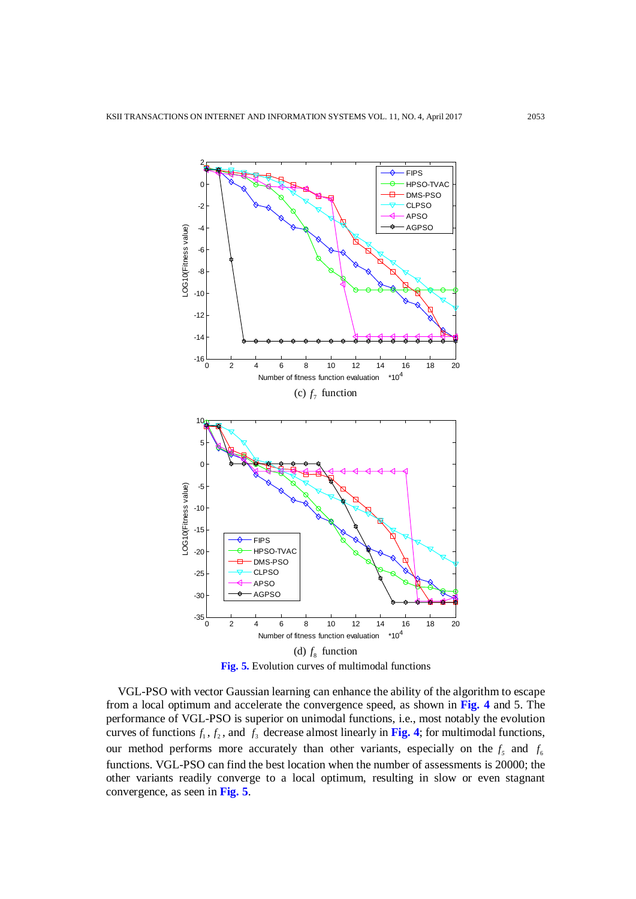LOG10(Fitness value)

2
0
-2
-4
-6
-8
-10
-12
-14
-16

0 2 4 6 8 10 12 14 16 18 20

Number of fitness function evaluation *10^4

FIPS
HPSO-TVAC
DMS-PSO
CLPSO
APSO
AGPSO

(c) $f_7$ function

LOG10(Fitness value)

10
5
0
-5
-10
-15
-20
-25
-30
-35

0 2 4 6 8 10 12 14 16 18 20

Number of fitness function evaluation *10^4

FIPS
HPSO-TVAC
DMS-PSO
CLPSO
APSO
AGPSO

(d) $f_8$ function

**Fig. 5.** Evolution curves of multimodal functions

VGL-PSO with vector Gaussian learning can enhance the ability of the algorithm to escape from a local optimum and accelerate the convergence speed, as shown in **Fig. 4** and 5. The performance of VGL-PSO is superior on unimodal functions, i.e., most notably the evolution curves of functions $f_1$, $f_2$, and $f_3$ decrease almost linearly in **Fig. 4**; for multimodal functions, our method performs more accurately than other variants, especially on the $f_5$ and $f_6$ functions. VGL-PSO can find the best location when the number of assessments is 20000; the other variants readily converge to a local optimum, resulting in slow or even stagnant convergence, as seen in **Fig. 5**.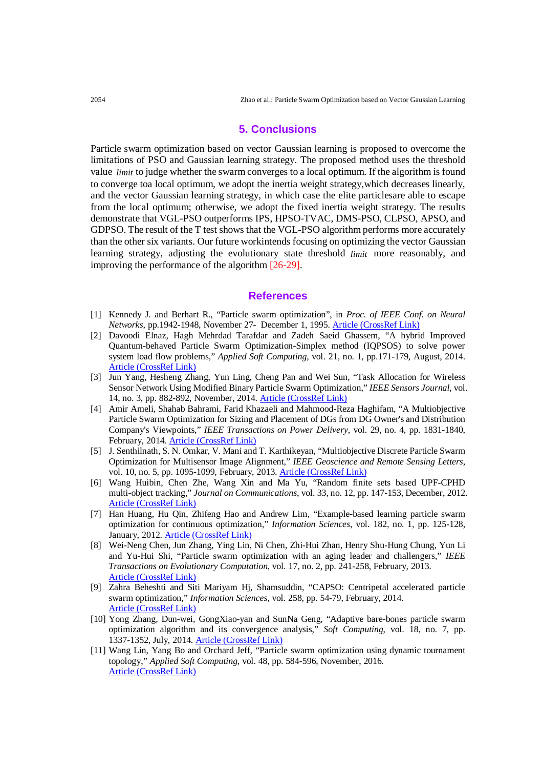## 5. Conclusions

Particle swarm optimization based on vector Gaussian learning is proposed to overcome the limitations of PSO and Gaussian learning strategy. The proposed method uses the threshold value $limit$ to judge whether the swarm converges to a local optimum. If the algorithm is found to converge toa local optimum, we adopt the inertia weight strategy,which decreases linearly, and the vector Gaussian learning strategy, in which case the elite particlesare able to escape from the local optimum; otherwise, we adopt the fixed inertia weight strategy. The results demonstrate that VGL-PSO outperforms IPS, HPSO-TVAC, DMS-PSO, CLPSO, APSO, and GDPSO. The result of the T test shows that the VGL-PSO algorithm performs more accurately than the other six variants. Our future workintends focusing on optimizing the vector Gaussian learning strategy, adjusting the evolutionary state threshold $limit$ more reasonably, and improving the performance of the algorithm [26-29].

## References

[1] Kennedy J. and Berhart R., "Particle swarm optimization", in *Proc. of IEEE Conf. on Neural Networks*, pp.1942-1948, November 27- December 1, 1995. Article (CrossRef Link)

[2] Davoodi Elnaz, Hagh Mehrdad Tarafdar and Zadeh Saeid Ghassem, "A hybrid Improved Quantum-behaved Particle Swarm Optimization-Simplex method (IQPSOS) to solve power system load flow problems," *Applied Soft Computing*, vol. 21, no. 1, pp.171-179, August, 2014. Article (CrossRef Link)

[3] Jun Yang, Hesheng Zhang, Yun Ling, Cheng Pan and Wei Sun, "Task Allocation for Wireless Sensor Network Using Modified Binary Particle Swarm Optimization," *IEEE Sensors Journal*, vol. 14, no. 3, pp. 882-892, November, 2014. Article (CrossRef Link)

[4] Amir Ameli, Shahab Bahrami, Farid Khazaeli and Mahmood-Reza Haghifam, "A Multiobjective Particle Swarm Optimization for Sizing and Placement of DGs from DG Owner's and Distribution Company's Viewpoints," *IEEE Transactions on Power Delivery*, vol. 29, no. 4, pp. 1831-1840, February, 2014. Article (CrossRef Link)

[5] J. Senthilnath, S. N. Omkar, V. Mani and T. Karthikeyan, "Multiobjective Discrete Particle Swarm Optimization for Multisensor Image Alignment," *IEEE Geoscience and Remote Sensing Letters*, vol. 10, no. 5, pp. 1095-1099, February, 2013. Article (CrossRef Link)

[6] Wang Huibin, Chen Zhe, Wang Xin and Ma Yu, "Random finite sets based UPF-CPHD multi-object tracking," *Journal on Communications*, vol. 33, no. 12, pp. 147-153, December, 2012. Article (CrossRef Link)

[7] Han Huang, Hu Qin, Zhifeng Hao and Andrew Lim, "Example-based learning particle swarm optimization for continuous optimization," *Information Sciences*, vol. 182, no. 1, pp. 125-128, January, 2012. Article (CrossRef Link)

[8] Wei-Neng Chen, Jun Zhang, Ying Lin, Ni Chen, Zhi-Hui Zhan, Henry Shu-Hung Chung, Yun Li and Yu-Hui Shi, "Particle swarm optimization with an aging leader and challengers," *IEEE Transactions on Evolutionary Computation*, vol. 17, no. 2, pp. 241-258, February, 2013. Article (CrossRef Link)

[9] Zahra Beheshti and Siti Mariyam Hj, Shamsuddin, "CAPSO: Centripetal accelerated particle swarm optimization," *Information Sciences*, vol. 258, pp. 54-79, February, 2014. Article (CrossRef Link)

[10] Yong Zhang, Dun-wei, GongXiao-yan and SunNa Geng, "Adaptive bare-bones particle swarm optimization algorithm and its convergence analysis," *Soft Computing*, vol. 18, no. 7, pp. 1337-1352, July, 2014. Article (CrossRef Link)

[11] Wang Lin, Yang Bo and Orchard Jeff, "Particle swarm optimization using dynamic tournament topology," *Applied Soft Computing*, vol. 48, pp. 584-596, November, 2016. Article (CrossRef Link)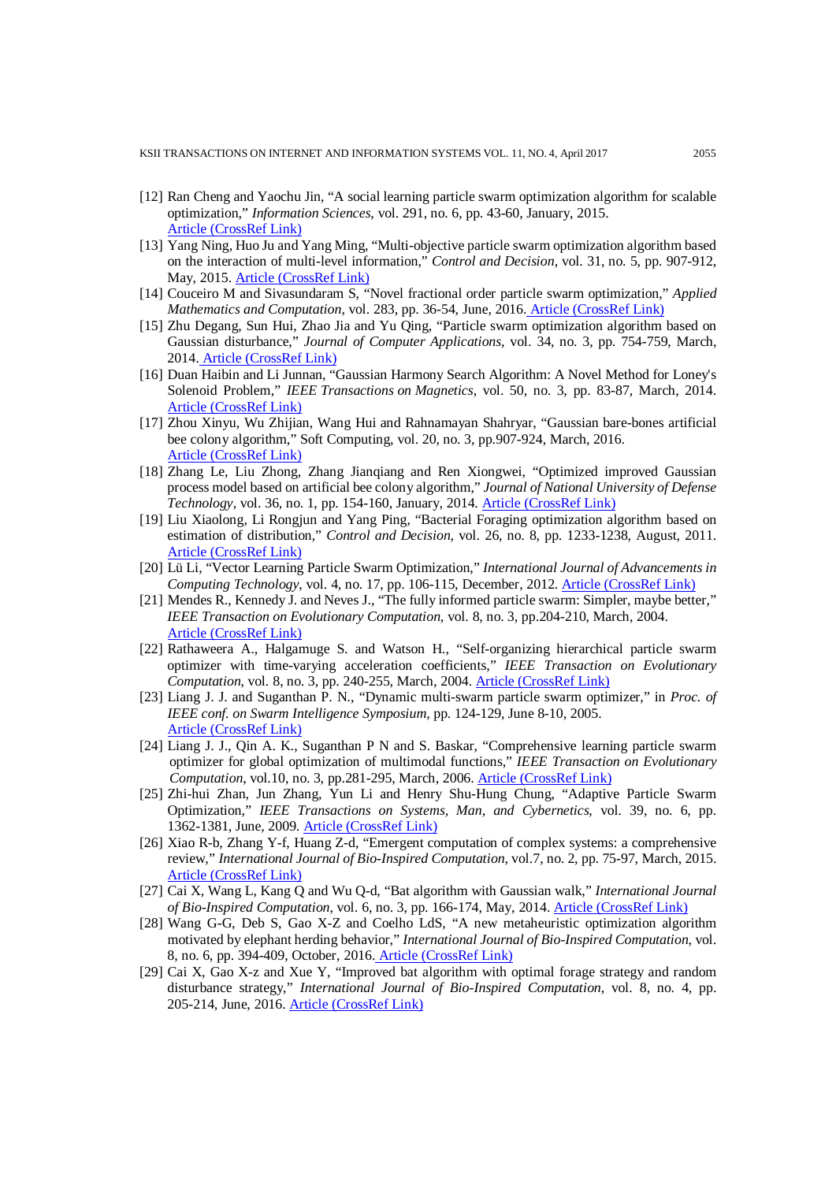[12] Ran Cheng and Yaochu Jin, "A social learning particle swarm optimization algorithm for scalable optimization," *Information Sciences*, vol. 291, no. 6, pp. 43-60, January, 2015. Article (CrossRef Link)

[13] Yang Ning, Huo Ju and Yang Ming, "Multi-objective particle swarm optimization algorithm based on the interaction of multi-level information," *Control and Decision*, vol. 31, no. 5, pp. 907-912, May, 2015. Article (CrossRef Link)

[14] Couceiro M and Sivasundaram S, "Novel fractional order particle swarm optimization," *Applied Mathematics and Computation*, vol. 283, pp. 36-54, June, 2016. Article (CrossRef Link)

[15] Zhu Degang, Sun Hui, Zhao Jia and Yu Qing, "Particle swarm optimization algorithm based on Gaussian disturbance," *Journal of Computer Applications*, vol. 34, no. 3, pp. 754-759, March, 2014. Article (CrossRef Link)

[16] Duan Haibin and Li Junnan, "Gaussian Harmony Search Algorithm: A Novel Method for Loney's Solenoid Problem," *IEEE Transactions on Magnetics*, vol. 50, no. 3, pp. 83-87, March, 2014. Article (CrossRef Link)

[17] Zhou Xinyu, Wu Zhijian, Wang Hui and Rahnamayan Shahryar, "Gaussian bare-bones artificial bee colony algorithm," Soft Computing, vol. 20, no. 3, pp.907-924, March, 2016. Article (CrossRef Link)

[18] Zhang Le, Liu Zhong, Zhang Jianqiang and Ren Xiongwei, "Optimized improved Gaussian process model based on artificial bee colony algorithm," *Journal of National University of Defense Technology*, vol. 36, no. 1, pp. 154-160, January, 2014. Article (CrossRef Link)

[19] Liu Xiaolong, Li Rongjun and Yang Ping, "Bacterial Foraging optimization algorithm based on estimation of distribution," *Control and Decision*, vol. 26, no. 8, pp. 1233-1238, August, 2011. Article (CrossRef Link)

[20] Lü Li, "Vector Learning Particle Swarm Optimization," *International Journal of Advancements in Computing Technology*, vol. 4, no. 17, pp. 106-115, December, 2012. Article (CrossRef Link)

[21] Mendes R., Kennedy J. and Neves J., "The fully informed particle swarm: Simpler, maybe better," *IEEE Transaction on Evolutionary Computation*, vol. 8, no. 3, pp.204-210, March, 2004. Article (CrossRef Link)

[22] Rathaweera A., Halgamuge S. and Watson H., "Self-organizing hierarchical particle swarm optimizer with time-varying acceleration coefficients," *IEEE Transaction on Evolutionary Computation*, vol. 8, no. 3, pp. 240-255, March, 2004. Article (CrossRef Link)

[23] Liang J. J. and Suganthan P. N., "Dynamic multi-swarm particle swarm optimizer," in *Proc. of IEEE conf. on Swarm Intelligence Symposium*, pp. 124-129, June 8-10, 2005. Article (CrossRef Link)

[24] Liang J. J., Qin A. K., Suganthan P N and S. Baskar, "Comprehensive learning particle swarm optimizer for global optimization of multimodal functions," *IEEE Transaction on Evolutionary Computation*, vol.10, no. 3, pp.281-295, March, 2006. Article (CrossRef Link)

[25] Zhi-hui Zhan, Jun Zhang, Yun Li and Henry Shu-Hung Chung, "Adaptive Particle Swarm Optimization," *IEEE Transactions on Systems, Man, and Cybernetics*, vol. 39, no. 6, pp. 1362-1381, June, 2009. Article (CrossRef Link)

[26] Xiao R-b, Zhang Y-f, Huang Z-d, "Emergent computation of complex systems: a comprehensive review," *International Journal of Bio-Inspired Computation*, vol.7, no. 2, pp. 75-97, March, 2015. Article (CrossRef Link)

[27] Cai X, Wang L, Kang Q and Wu Q-d, "Bat algorithm with Gaussian walk," *International Journal of Bio-Inspired Computation*, vol. 6, no. 3, pp. 166-174, May, 2014. Article (CrossRef Link)

[28] Wang G-G, Deb S, Gao X-Z and Coelho LdS, "A new metaheuristic optimization algorithm motivated by elephant herding behavior," *International Journal of Bio-Inspired Computation*, vol. 8, no. 6, pp. 394-409, October, 2016. Article (CrossRef Link)

[29] Cai X, Gao X-z and Xue Y, "Improved bat algorithm with optimal forage strategy and random disturbance strategy," *International Journal of Bio-Inspired Computation*, vol. 8, no. 4, pp. 205-214, June, 2016. Article (CrossRef Link)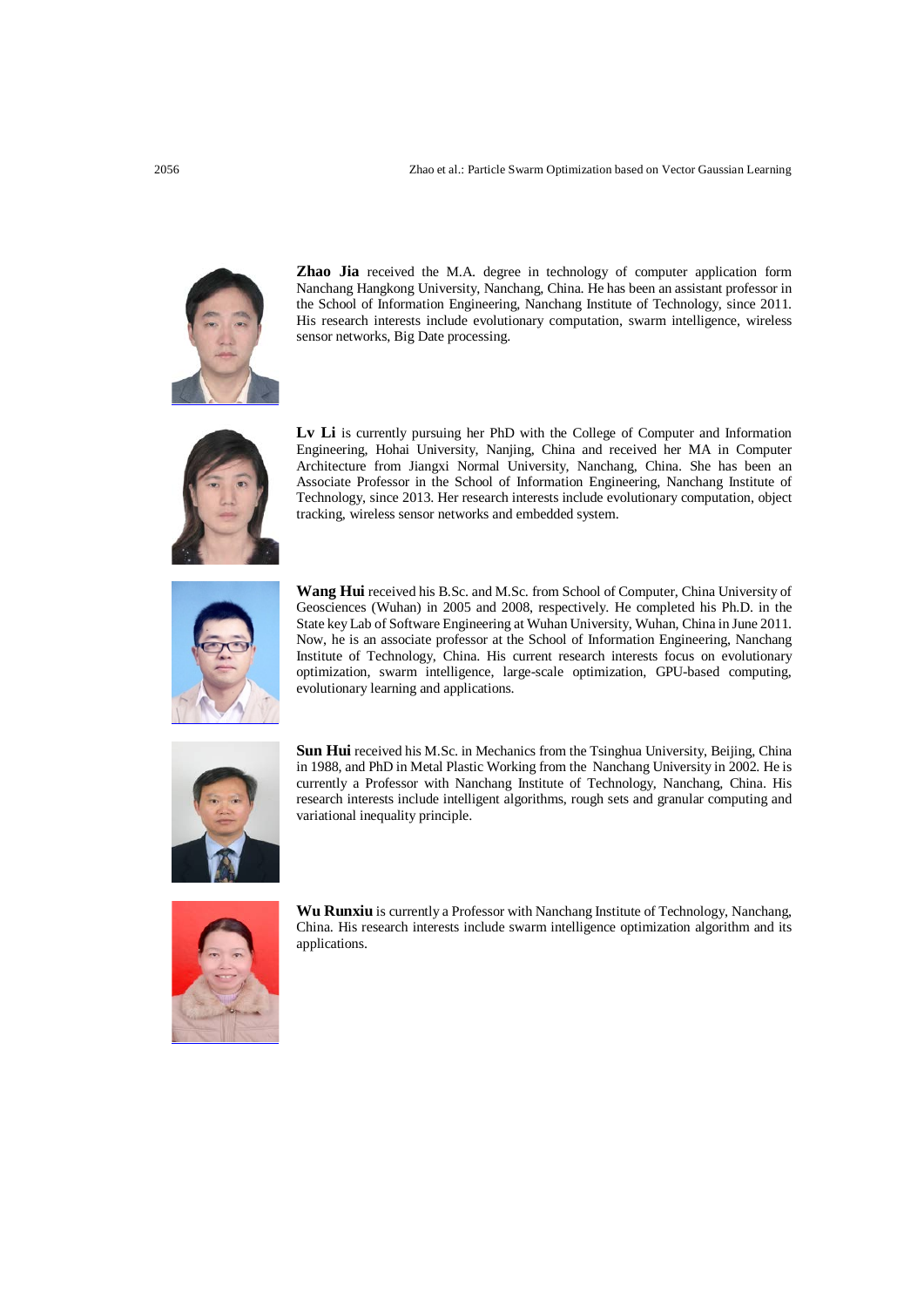**Zhao Jia** received the M.A. degree in technology of computer application form Nanchang Hangkong University, Nanchang, China. He has been an assistant professor in the School of Information Engineering, Nanchang Institute of Technology, since 2011. His research interests include evolutionary computation, swarm intelligence, wireless sensor networks, Big Date processing.

**Lv Li** is currently pursuing her PhD with the College of Computer and Information Engineering, Hohai University, Nanjing, China and received her MA in Computer Architecture from Jiangxi Normal University, Nanchang, China. She has been an Associate Professor in the School of Information Engineering, Nanchang Institute of Technology, since 2013. Her research interests include evolutionary computation, object tracking, wireless sensor networks and embedded system.

**Wang Hui** received his B.Sc. and M.Sc. from School of Computer, China University of Geosciences (Wuhan) in 2005 and 2008, respectively. He completed his Ph.D. in the State key Lab of Software Engineering at Wuhan University, Wuhan, China in June 2011. Now, he is an associate professor at the School of Information Engineering, Nanchang Institute of Technology, China. His current research interests focus on evolutionary optimization, swarm intelligence, large-scale optimization, GPU-based computing, evolutionary learning and applications.

**Sun Hui** received his M.Sc. in Mechanics from the Tsinghua University, Beijing, China in 1988, and PhD in Metal Plastic Working from the Nanchang University in 2002. He is currently a Professor with Nanchang Institute of Technology, Nanchang, China. His research interests include intelligent algorithms, rough sets and granular computing and variational inequality principle.

**Wu Runxiu** is currently a Professor with Nanchang Institute of Technology, Nanchang, China. His research interests include swarm intelligence optimization algorithm and its applications.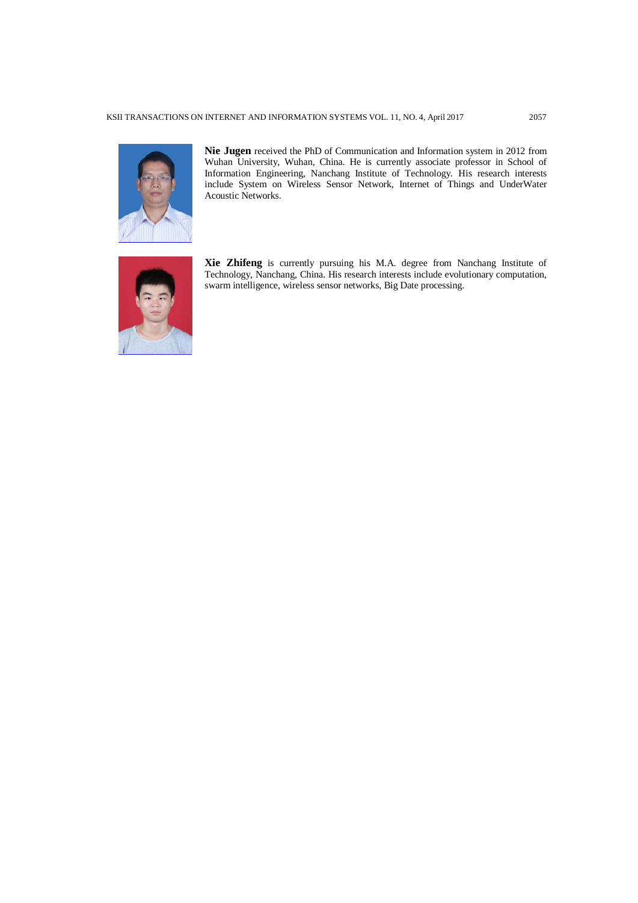**Nie Jugen** received the PhD of Communication and Information system in 2012 from Wuhan University, Wuhan, China. He is currently associate professor in School of Information Engineering, Nanchang Institute of Technology. His research interests include System on Wireless Sensor Network, Internet of Things and UnderWater Acoustic Networks.

**Xie Zhifeng** is currently pursuing his M.A. degree from Nanchang Institute of Technology, Nanchang, China. His research interests include evolutionary computation, swarm intelligence, wireless sensor networks, Big Date processing.